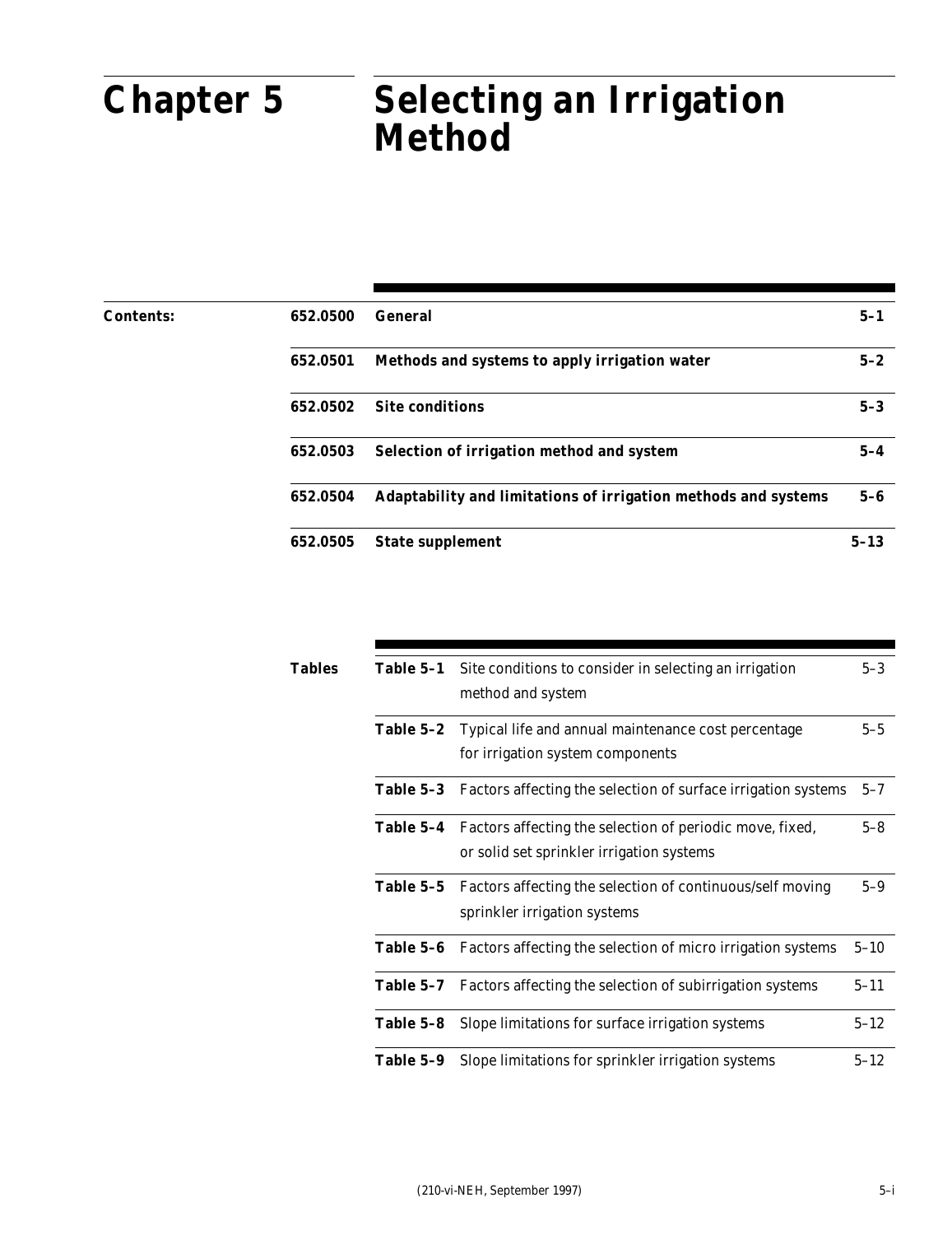# Chapter 5 Selecting an Irrigation Method

**Contents:**

| | | |
|---|---|---|
| **652.0500** | **General** | **5–1** |
| **652.0501** | **Methods and systems to apply irrigation water** | **5–2** |
| **652.0502** | **Site conditions** | **5–3** |
| **652.0503** | **Selection of irrigation method and system** | **5–4** |
| **652.0504** | **Adaptability and limitations of irrigation methods and systems** | **5–6** |
| **652.0505** | **State supplement** | **5–13** |

**Tables**

| | | |
|---|---|---|
| **Table 5–1** | Site conditions to consider in selecting an irrigation method and system | 5–3 |
| **Table 5–2** | Typical life and annual maintenance cost percentage for irrigation system components | 5–5 |
| **Table 5–3** | Factors affecting the selection of surface irrigation systems | 5–7 |
| **Table 5–4** | Factors affecting the selection of periodic move, fixed, or solid set sprinkler irrigation systems | 5–8 |
| **Table 5–5** | Factors affecting the selection of continuous/self moving sprinkler irrigation systems | 5–9 |
| **Table 5–6** | Factors affecting the selection of micro irrigation systems | 5–10 |
| **Table 5–7** | Factors affecting the selection of subirrigation systems | 5–11 |
| **Table 5–8** | Slope limitations for surface irrigation systems | 5–12 |
| **Table 5–9** | Slope limitations for sprinkler irrigation systems | 5–12 |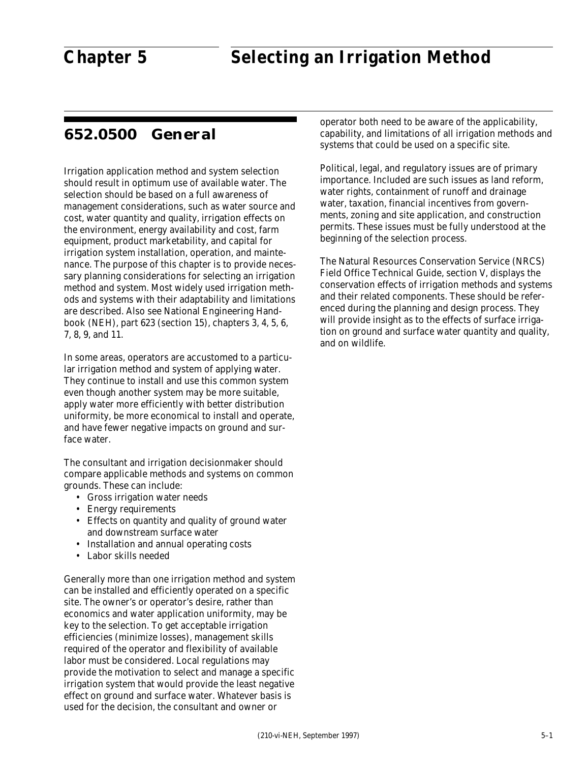# Chapter 5 Selecting an Irrigation Method

## 652.0500 General

Irrigation application method and system selection should result in optimum use of available water. The selection should be based on a full awareness of management considerations, such as water source and cost, water quantity and quality, irrigation effects on the environment, energy availability and cost, farm equipment, product marketability, and capital for irrigation system installation, operation, and maintenance. The purpose of this chapter is to provide necessary planning considerations for selecting an irrigation method and system. Most widely used irrigation methods and systems with their adaptability and limitations are described. Also see National Engineering Handbook (NEH), part 623 (section 15), chapters 3, 4, 5, 6, 7, 8, 9, and 11.

In some areas, operators are accustomed to a particular irrigation method and system of applying water. They continue to install and use this common system even though another system may be more suitable, apply water more efficiently with better distribution uniformity, be more economical to install and operate, and have fewer negative impacts on ground and surface water.

The consultant and irrigation decisionmaker should compare applicable methods and systems on common grounds. These can include:

- Gross irrigation water needs
- Energy requirements
- Effects on quantity and quality of ground water and downstream surface water
- Installation and annual operating costs
- Labor skills needed

Generally more than one irrigation method and system can be installed and efficiently operated on a specific site. The owner's or operator's desire, rather than economics and water application uniformity, may be key to the selection. To get acceptable irrigation efficiencies (minimize losses), management skills required of the operator and flexibility of available labor must be considered. Local regulations may provide the motivation to select and manage a specific irrigation system that would provide the least negative effect on ground and surface water. Whatever basis is used for the decision, the consultant and owner or operator both need to be aware of the applicability, capability, and limitations of all irrigation methods and systems that could be used on a specific site.

Political, legal, and regulatory issues are of primary importance. Included are such issues as land reform, water rights, containment of runoff and drainage water, taxation, financial incentives from governments, zoning and site application, and construction permits. These issues must be fully understood at the beginning of the selection process.

The Natural Resources Conservation Service (NRCS) Field Office Technical Guide, section V, displays the conservation effects of irrigation methods and systems and their related components. These should be referenced during the planning and design process. They will provide insight as to the effects of surface irrigation on ground and surface water quantity and quality, and on wildlife.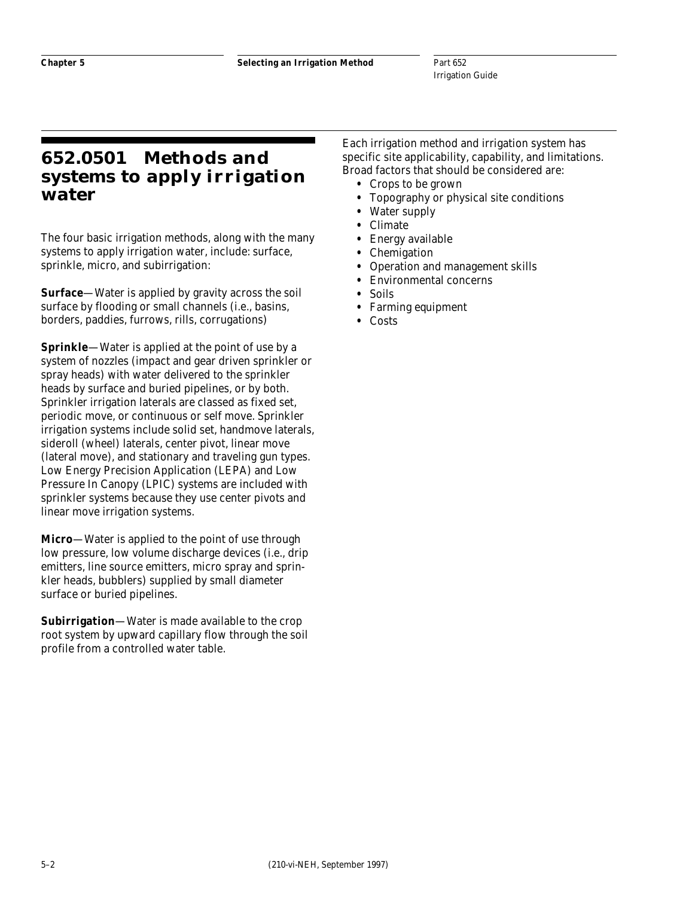## 652.0501 Methods and systems to apply irrigation water

The four basic irrigation methods, along with the many systems to apply irrigation water, include: surface, sprinkle, micro, and subirrigation:

**Surface**—Water is applied by gravity across the soil surface by flooding or small channels (i.e., basins, borders, paddies, furrows, rills, corrugations)

**Sprinkle**—Water is applied at the point of use by a system of nozzles (impact and gear driven sprinkler or spray heads) with water delivered to the sprinkler heads by surface and buried pipelines, or by both. Sprinkler irrigation laterals are classed as fixed set, periodic move, or continuous or self move. Sprinkler irrigation systems include solid set, handmove laterals, sideroll (wheel) laterals, center pivot, linear move (lateral move), and stationary and traveling gun types. Low Energy Precision Application (LEPA) and Low Pressure In Canopy (LPIC) systems are included with sprinkler systems because they use center pivots and linear move irrigation systems.

**Micro**—Water is applied to the point of use through low pressure, low volume discharge devices (i.e., drip emitters, line source emitters, micro spray and sprinkler heads, bubblers) supplied by small diameter surface or buried pipelines.

**Subirrigation**—Water is made available to the crop root system by upward capillary flow through the soil profile from a controlled water table.

Each irrigation method and irrigation system has specific site applicability, capability, and limitations. Broad factors that should be considered are:

- Crops to be grown
- Topography or physical site conditions
- Water supply
- Climate
- Energy available
- Chemigation
- Operation and management skills
- Environmental concerns
- Soils
- Farming equipment
- Costs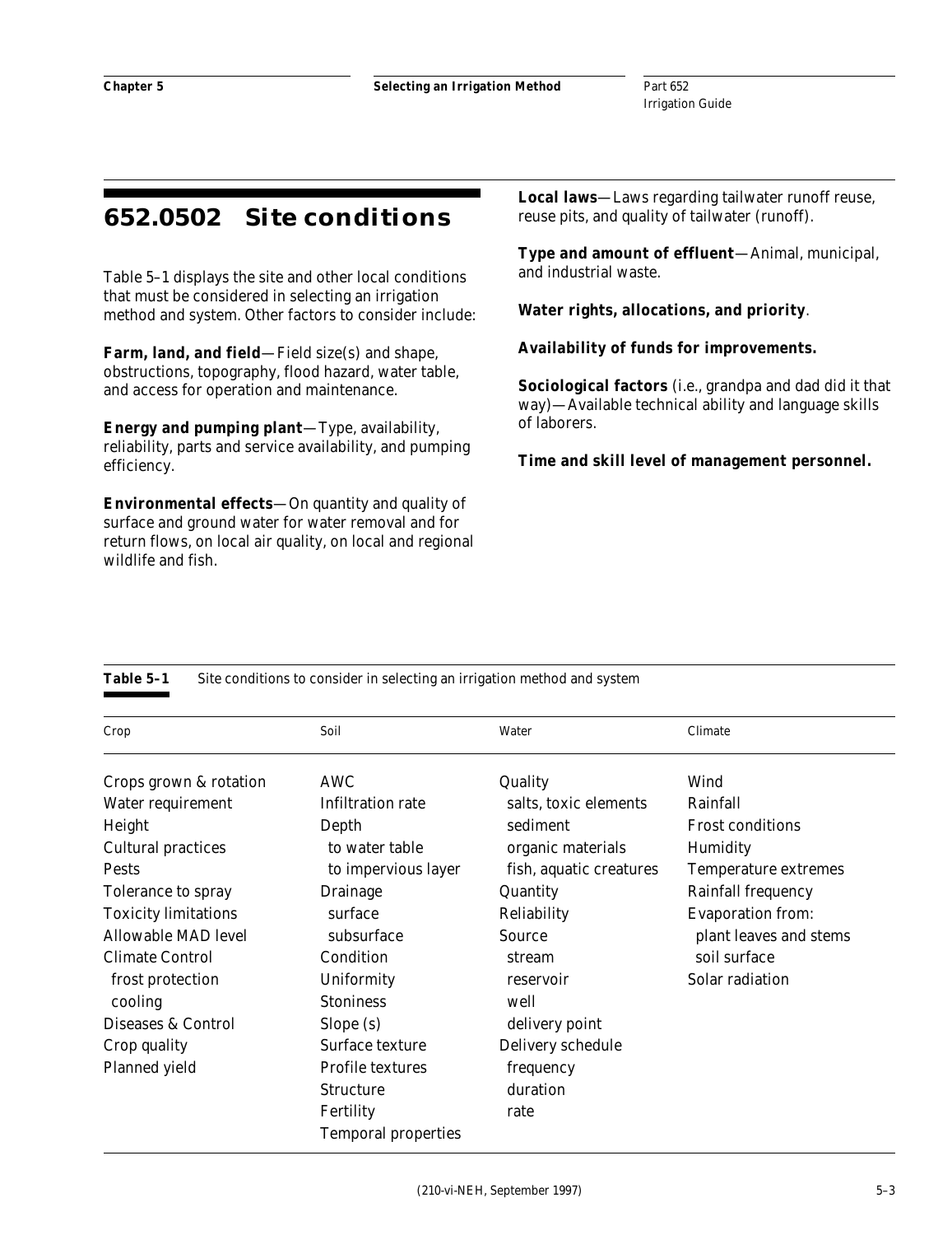## 652.0502 Site conditions

Table 5–1 displays the site and other local conditions that must be considered in selecting an irrigation method and system. Other factors to consider include:

**Farm, land, and field**—Field size(s) and shape, obstructions, topography, flood hazard, water table, and access for operation and maintenance.

**Energy and pumping plant**—Type, availability, reliability, parts and service availability, and pumping efficiency.

**Environmental effects**—On quantity and quality of surface and ground water for water removal and for return flows, on local air quality, on local and regional wildlife and fish.

**Local laws**—Laws regarding tailwater runoff reuse, reuse pits, and quality of tailwater (runoff).

**Type and amount of effluent**—Animal, municipal, and industrial waste.

**Water rights, allocations, and priority**.

**Availability of funds for improvements.**

**Sociological factors** (i.e., grandpa and dad did it that way)—Available technical ability and language skills of laborers.

**Time and skill level of management personnel.**

**Table 5–1** Site conditions to consider in selecting an irrigation method and system

| Crop | Soil | Water | Climate |
|---|---|---|---|
| Crops grown & rotation | AWC | Quality | Wind |
| Water requirement | Infiltration rate | salts, toxic elements | Rainfall |
| Height | Depth | sediment | Frost conditions |
| Cultural practices | to water table | organic materials | Humidity |
| Pests | to impervious layer | fish, aquatic creatures | Temperature extremes |
| Tolerance to spray | Drainage | Quantity | Rainfall frequency |
| Toxicity limitations | surface | Reliability | Evaporation from: |
| Allowable MAD level | subsurface | Source | plant leaves and stems |
| Climate Control | Condition | stream | soil surface |
| frost protection | Uniformity | reservoir | Solar radiation |
| cooling | Stoniness | well | |
| Diseases & Control | Slope (s) | delivery point | |
| Crop quality | Surface texture | Delivery schedule | |
| Planned yield | Profile textures | frequency | |
| | Structure | duration | |
| | Fertility | rate | |
| | Temporal properties | | |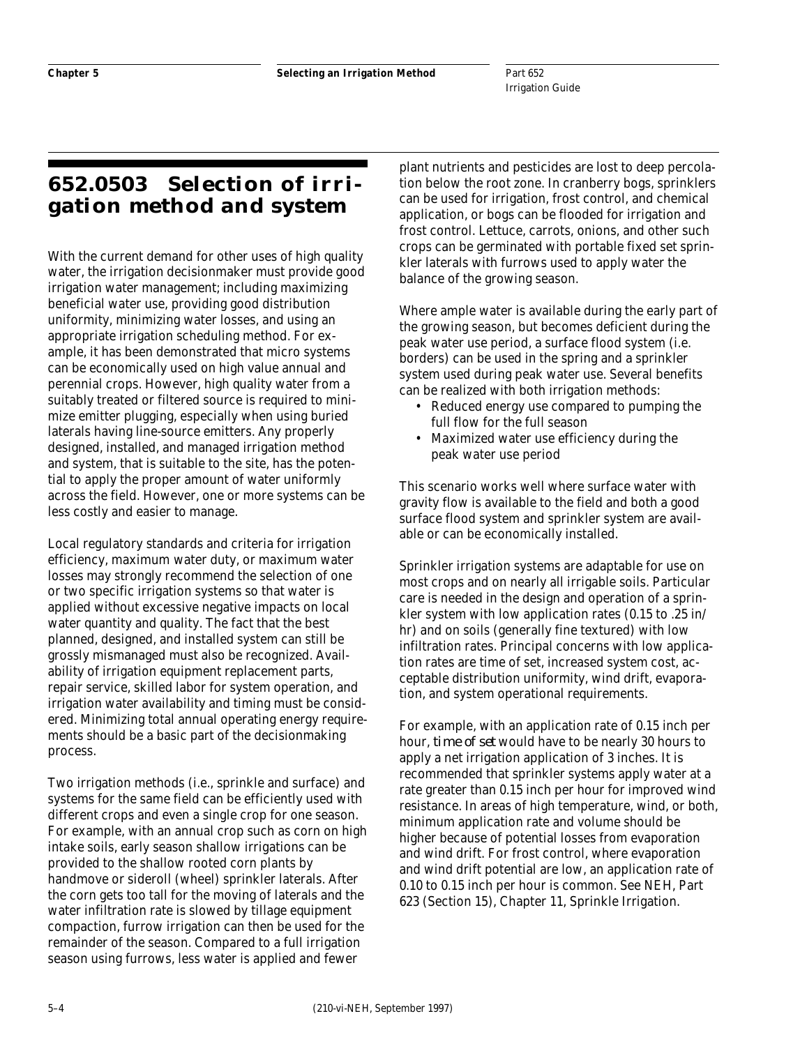## 652.0503 Selection of irrigation method and system

With the current demand for other uses of high quality water, the irrigation decisionmaker must provide good irrigation water management; including maximizing beneficial water use, providing good distribution uniformity, minimizing water losses, and using an appropriate irrigation scheduling method. For example, it has been demonstrated that micro systems can be economically used on high value annual and perennial crops. However, high quality water from a suitably treated or filtered source is required to minimize emitter plugging, especially when using buried laterals having line-source emitters. Any properly designed, installed, and managed irrigation method and system, that is suitable to the site, has the potential to apply the proper amount of water uniformly across the field. However, one or more systems can be less costly and easier to manage.

Local regulatory standards and criteria for irrigation efficiency, maximum water duty, or maximum water losses may strongly recommend the selection of one or two specific irrigation systems so that water is applied without excessive negative impacts on local water quantity and quality. The fact that the best planned, designed, and installed system can still be grossly mismanaged must also be recognized. Availability of irrigation equipment replacement parts, repair service, skilled labor for system operation, and irrigation water availability and timing must be considered. Minimizing total annual operating energy requirements should be a basic part of the decisionmaking process.

Two irrigation methods (i.e., sprinkle and surface) and systems for the same field can be efficiently used with different crops and even a single crop for one season. For example, with an annual crop such as corn on high intake soils, early season shallow irrigations can be provided to the shallow rooted corn plants by handmove or sideroll (wheel) sprinkler laterals. After the corn gets too tall for the moving of laterals and the water infiltration rate is slowed by tillage equipment compaction, furrow irrigation can then be used for the remainder of the season. Compared to a full irrigation season using furrows, less water is applied and fewer plant nutrients and pesticides are lost to deep percolation below the root zone. In cranberry bogs, sprinklers can be used for irrigation, frost control, and chemical application, or bogs can be flooded for irrigation and frost control. Lettuce, carrots, onions, and other such crops can be germinated with portable fixed set sprinkler laterals with furrows used to apply water the balance of the growing season.

Where ample water is available during the early part of the growing season, but becomes deficient during the peak water use period, a surface flood system (i.e. borders) can be used in the spring and a sprinkler system used during peak water use. Several benefits can be realized with both irrigation methods:

- Reduced energy use compared to pumping the full flow for the full season
- Maximized water use efficiency during the peak water use period

This scenario works well where surface water with gravity flow is available to the field and both a good surface flood system and sprinkler system are available or can be economically installed.

Sprinkler irrigation systems are adaptable for use on most crops and on nearly all irrigable soils. Particular care is needed in the design and operation of a sprinkler system with low application rates (0.15 to .25 in/hr) and on soils (generally fine textured) with low infiltration rates. Principal concerns with low application rates are time of set, increased system cost, acceptable distribution uniformity, wind drift, evaporation, and system operational requirements.

For example, with an application rate of 0.15 inch per hour, *time of set* would have to be nearly 30 hours to apply a net irrigation application of 3 inches. It is recommended that sprinkler systems apply water at a rate greater than 0.15 inch per hour for improved wind resistance. In areas of high temperature, wind, or both, minimum application rate and volume should be higher because of potential losses from evaporation and wind drift. For frost control, where evaporation and wind drift potential are low, an application rate of 0.10 to 0.15 inch per hour is common. See NEH, Part 623 (Section 15), Chapter 11, Sprinkle Irrigation.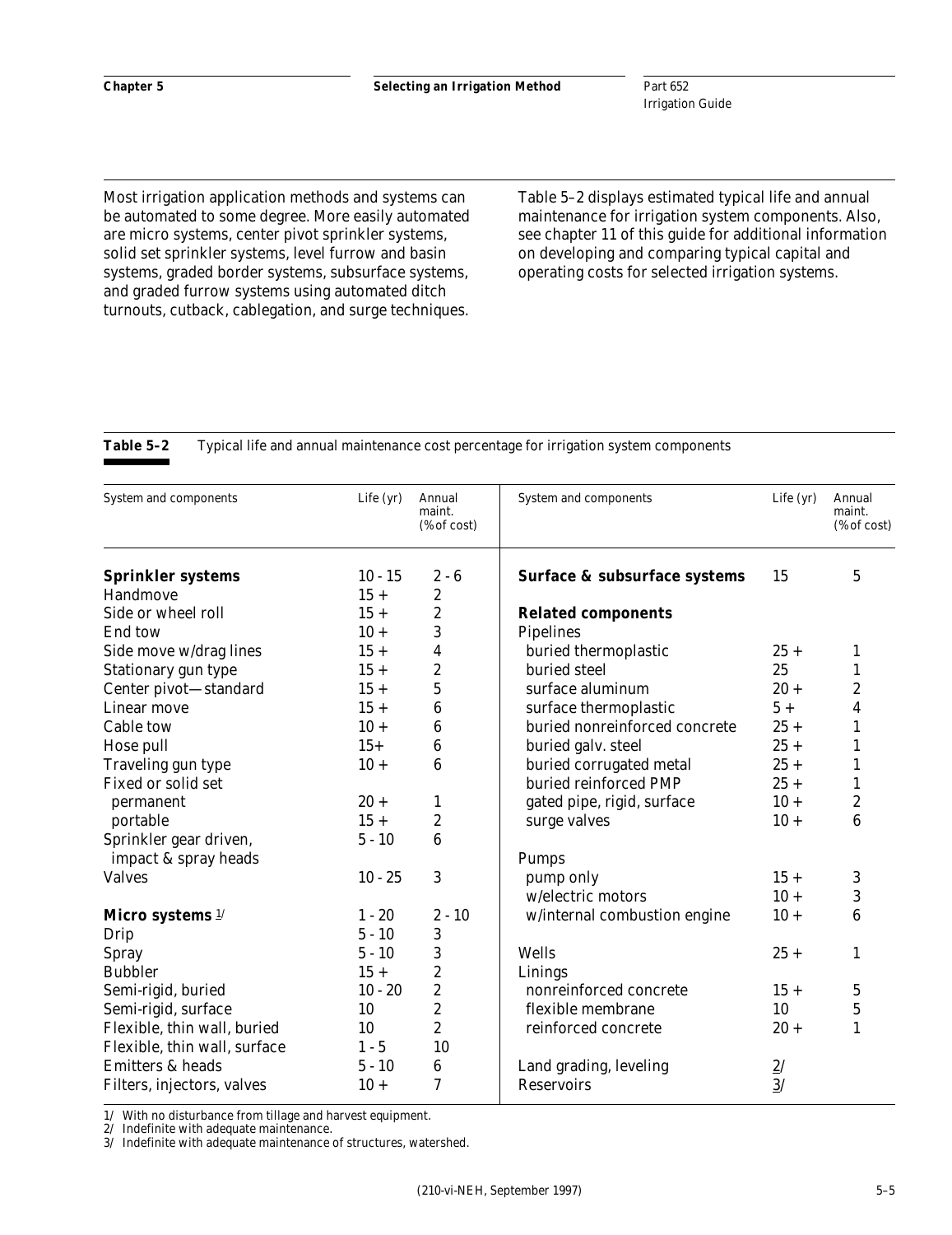Most irrigation application methods and systems can be automated to some degree. More easily automated are micro systems, center pivot sprinkler systems, solid set sprinkler systems, level furrow and basin systems, graded border systems, subsurface systems, and graded furrow systems using automated ditch turnouts, cutback, cablegation, and surge techniques.

Table 5–2 displays estimated typical life and annual maintenance for irrigation system components. Also, see chapter 11 of this guide for additional information on developing and comparing typical capital and operating costs for selected irrigation systems.

**Table 5–2** Typical life and annual maintenance cost percentage for irrigation system components

| System and components | Life (yr) | Annual maint. (% of cost) | System and components | Life (yr) | Annual maint. (% of cost) |
|---|---|---|---|---|---|
| **Sprinkler systems** | 10 - 15 | 2 - 6 | **Surface & subsurface systems** | 15 | 5 |
| Handmove | 15 + | 2 | | | |
| Side or wheel roll | 15 + | 2 | **Related components** | | |
| End tow | 10 + | 3 | Pipelines | | |
| Side move w/drag lines | 15 + | 4 | buried thermoplastic | 25 + | 1 |
| Stationary gun type | 15 + | 2 | buried steel | 25 | 1 |
| Center pivot—standard | 15 + | 5 | surface aluminum | 20 + | 2 |
| Linear move | 15 + | 6 | surface thermoplastic | 5 + | 4 |
| Cable tow | 10 + | 6 | buried nonreinforced concrete | 25 + | 1 |
| Hose pull | 15+ | 6 | buried galv. steel | 25 + | 1 |
| Traveling gun type | 10 + | 6 | buried corrugated metal | 25 + | 1 |
| Fixed or solid set | | | buried reinforced PMP | 25 + | 1 |
| permanent | 20 + | 1 | gated pipe, rigid, surface | 10 + | 2 |
| portable | 15 + | 2 | surge valves | 10 + | 6 |
| Sprinkler gear driven, impact & spray heads | 5 - 10 | 6 | Pumps | | |
| Valves | 10 - 25 | 3 | pump only | 15 + | 3 |
| | | | w/electric motors | 10 + | 3 |
| **Micro systems** 1/ | 1 - 20 | 2 - 10 | w/internal combustion engine | 10 + | 6 |
| Drip | 5 - 10 | 3 | | | |
| Spray | 5 - 10 | 3 | Wells | 25 + | 1 |
| Bubbler | 15 + | 2 | Linings | | |
| Semi-rigid, buried | 10 - 20 | 2 | nonreinforced concrete | 15 + | 5 |
| Semi-rigid, surface | 10 | 2 | flexible membrane | 10 | 5 |
| Flexible, thin wall, buried | 10 | 2 | reinforced concrete | 20 + | 1 |
| Flexible, thin wall, surface | 1 - 5 | 10 | | | |
| Emitters & heads | 5 - 10 | 6 | Land grading, leveling | 2/ | |
| Filters, injectors, valves | 10 + | 7 | Reservoirs | 3/ | |

1/ With no disturbance from tillage and harvest equipment.
2/ Indefinite with adequate maintenance.
3/ Indefinite with adequate maintenance of structures, watershed.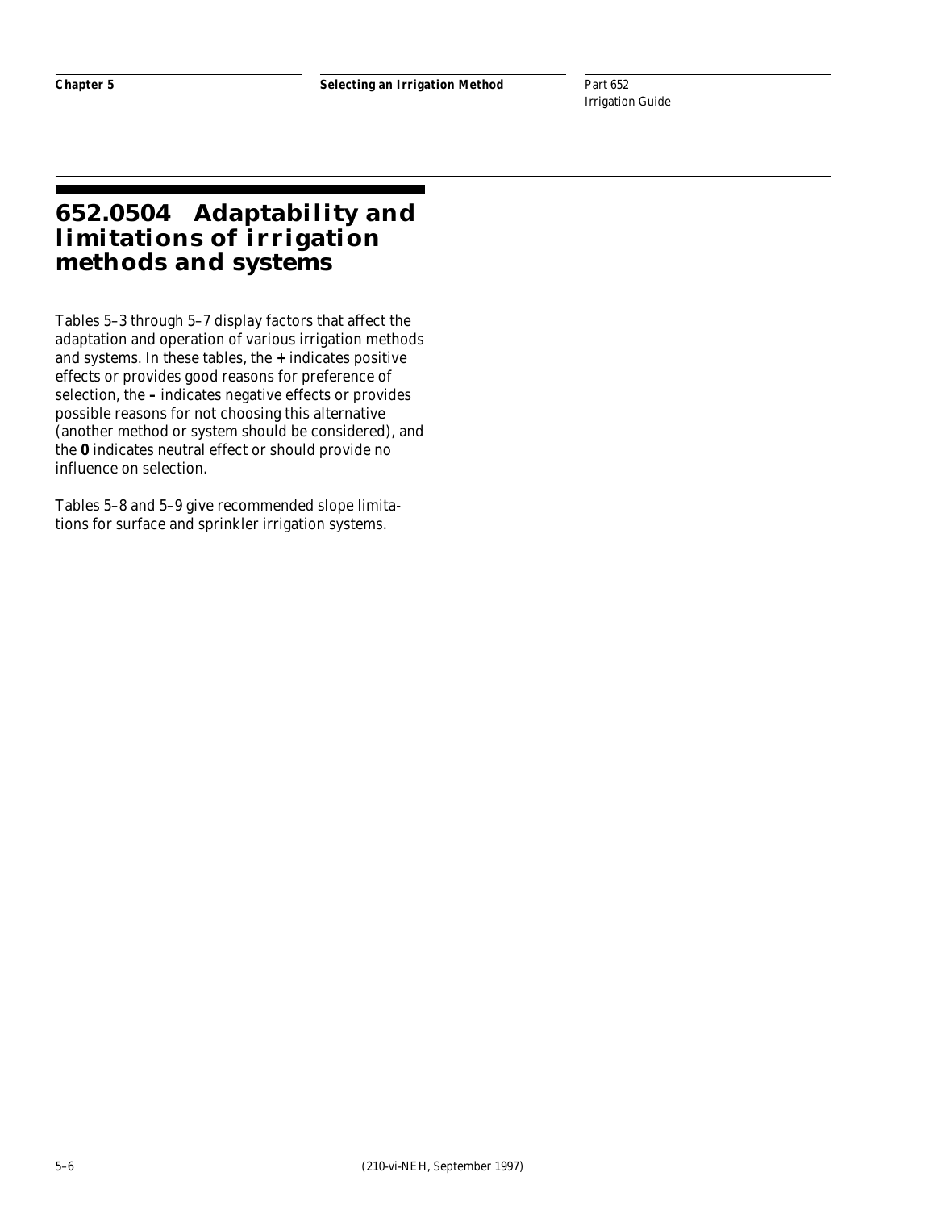## 652.0504 Adaptability and limitations of irrigation methods and systems

Tables 5–3 through 5–7 display factors that affect the adaptation and operation of various irrigation methods and systems. In these tables, the **+** indicates positive effects or provides good reasons for preference of selection, the **–** indicates negative effects or provides possible reasons for not choosing this alternative (another method or system should be considered), and the **0** indicates neutral effect or should provide no influence on selection.

Tables 5–8 and 5–9 give recommended slope limitations for surface and sprinkler irrigation systems.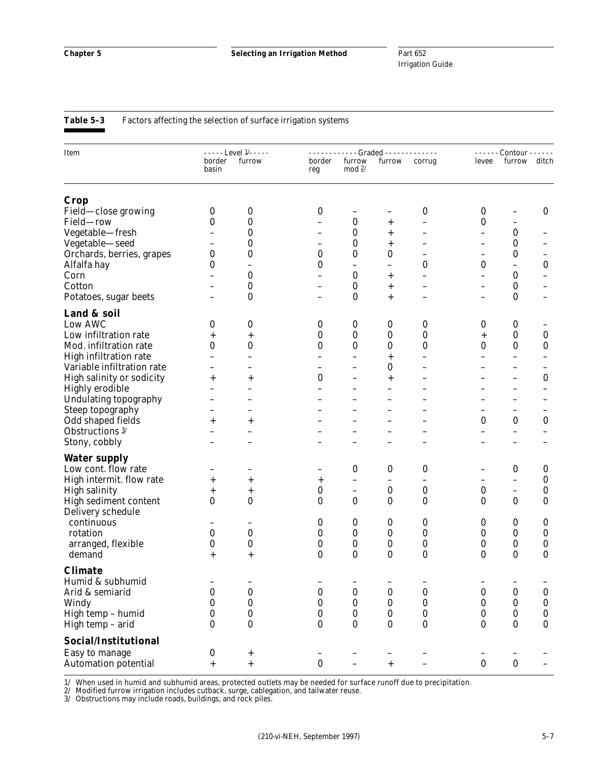**Table 5–3** Factors affecting the selection of surface irrigation systems

| Item | Level [1/] | | Graded | | | | Contour | | |
|---|---|---|---|---|---|---|---|---|---|
| | border basin | furrow | border reg | furrow mod [2/] | furrow | corrug | levee | furrow | ditch |
| **Crop** | | | | | | | | | |
| Field—close growing | 0 | 0 | 0 | – | – | 0 | 0 | – | 0 |
| Field—row | 0 | 0 | – | 0 | + | – | 0 | – | |
| Vegetable—fresh | – | 0 | – | 0 | + | – | – | 0 | – |
| Vegetable—seed | – | 0 | – | 0 | + | – | – | 0 | – |
| Orchards, berries, grapes | 0 | 0 | 0 | 0 | 0 | – | – | 0 | – |
| Alfalfa hay | 0 | – | 0 | – | – | 0 | 0 | – | 0 |
| Corn | – | 0 | – | 0 | + | – | – | 0 | – |
| Cotton | – | 0 | – | 0 | + | – | – | 0 | – |
| Potatoes, sugar beets | – | 0 | – | 0 | + | – | – | 0 | – |
| **Land & soil** | | | | | | | | | |
| Low AWC | 0 | 0 | 0 | 0 | 0 | 0 | 0 | 0 | – |
| Low infiltration rate | + | + | 0 | 0 | 0 | 0 | + | 0 | 0 |
| Mod. infiltration rate | 0 | 0 | 0 | 0 | 0 | 0 | 0 | 0 | 0 |
| High infiltration rate | – | – | – | – | + | – | – | – | – |
| Variable infiltration rate | – | – | – | – | 0 | – | – | – | – |
| High salinity or sodicity | + | + | 0 | – | + | – | – | – | 0 |
| Highly erodible | – | – | – | – | – | – | – | – | – |
| Undulating topography | – | – | – | – | – | – | – | – | – |
| Steep topography | – | – | – | – | – | – | – | – | – |
| Odd shaped fields | + | + | – | – | – | – | 0 | 0 | 0 |
| Obstructions [3/] | – | – | – | – | – | – | – | – | – |
| Stony, cobbly | – | – | – | – | – | – | – | – | – |
| **Water supply** | | | | | | | | | |
| Low cont. flow rate | – | – | – | 0 | 0 | 0 | – | 0 | 0 |
| High intermit. flow rate | + | + | + | – | – | – | – | – | 0 |
| High salinity | + | + | 0 | – | 0 | 0 | 0 | – | 0 |
| High sediment content | 0 | 0 | 0 | 0 | 0 | 0 | 0 | 0 | 0 |
| Delivery schedule | | | | | | | | | |
| continuous | – | – | 0 | 0 | 0 | 0 | 0 | 0 | 0 |
| rotation | 0 | 0 | 0 | 0 | 0 | 0 | 0 | 0 | 0 |
| arranged, flexible | 0 | 0 | 0 | 0 | 0 | 0 | 0 | 0 | 0 |
| demand | + | + | 0 | 0 | 0 | 0 | 0 | 0 | 0 |
| **Climate** | | | | | | | | | |
| Humid & subhumid | – | – | – | – | – | – | – | – | – |
| Arid & semiarid | 0 | 0 | 0 | 0 | 0 | 0 | 0 | 0 | 0 |
| Windy | 0 | 0 | 0 | 0 | 0 | 0 | 0 | 0 | 0 |
| High temp – humid | 0 | 0 | 0 | 0 | 0 | 0 | 0 | 0 | 0 |
| High temp – arid | 0 | 0 | 0 | 0 | 0 | 0 | 0 | 0 | 0 |
| **Social/Institutional** | | | | | | | | | |
| Easy to manage | 0 | + | – | – | – | – | – | – | – |
| Automation potential | + | + | 0 | – | + | – | 0 | 0 | – |

1/ When used in humid and subhumid areas, protected outlets may be needed for surface runoff due to precipitation.
2/ Modified furrow irrigation includes cutback, surge, cablegation, and tailwater reuse.
3/ Obstructions may include roads, buildings, and rock piles.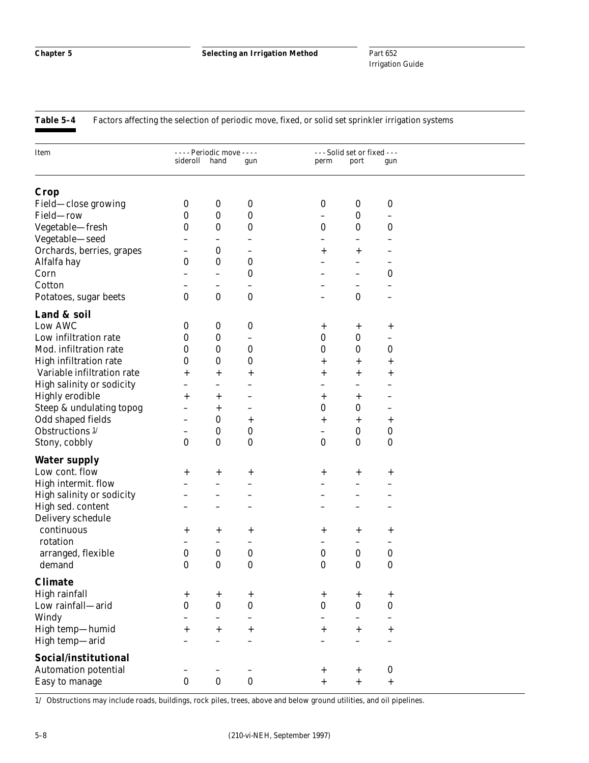**Table 5–4** Factors affecting the selection of periodic move, fixed, or solid set sprinkler irrigation systems

| Item | ---- Periodic move ---- | | | --- Solid set or fixed --- | | |
|---|---|---|---|---|---|---|
| | sideroll | hand | gun | perm | port | gun |
| **Crop** | | | | | | |
| Field—close growing | 0 | 0 | 0 | 0 | 0 | 0 |
| Field—row | 0 | 0 | 0 | – | 0 | – |
| Vegetable—fresh | 0 | 0 | 0 | 0 | 0 | 0 |
| Vegetable—seed | – | – | – | – | – | – |
| Orchards, berries, grapes | – | 0 | – | + | + | – |
| Alfalfa hay | 0 | 0 | 0 | – | – | – |
| Corn | – | – | 0 | – | – | 0 |
| Cotton | – | – | – | – | – | – |
| Potatoes, sugar beets | 0 | 0 | 0 | – | 0 | – |
| **Land & soil** | | | | | | |
| Low AWC | 0 | 0 | 0 | + | + | + |
| Low infiltration rate | 0 | 0 | – | 0 | 0 | – |
| Mod. infiltration rate | 0 | 0 | 0 | 0 | 0 | 0 |
| High infiltration rate | 0 | 0 | 0 | + | + | + |
| Variable infiltration rate | + | + | + | + | + | + |
| High salinity or sodicity | – | – | – | – | – | – |
| Highly erodible | + | + | – | + | + | – |
| Steep & undulating topog | – | + | – | 0 | 0 | – |
| Odd shaped fields | – | 0 | + | + | + | + |
| Obstructions [1/] | – | 0 | 0 | – | 0 | 0 |
| Stony, cobbly | 0 | 0 | 0 | 0 | 0 | 0 |
| **Water supply** | | | | | | |
| Low cont. flow | + | + | + | + | + | + |
| High intermit. flow | – | – | – | – | – | – |
| High salinity or sodicity | – | – | – | – | – | – |
| High sed. content | – | – | – | – | – | – |
| Delivery schedule | | | | | | |
| continuous | + | + | + | + | + | + |
| rotation | – | – | – | – | – | – |
| arranged, flexible | 0 | 0 | 0 | 0 | 0 | 0 |
| demand | 0 | 0 | 0 | 0 | 0 | 0 |
| **Climate** | | | | | | |
| High rainfall | + | + | + | + | + | + |
| Low rainfall—arid | 0 | 0 | 0 | 0 | 0 | 0 |
| Windy | – | – | – | – | – | – |
| High temp—humid | + | + | + | + | + | + |
| High temp—arid | – | – | – | – | – | – |
| **Social/institutional** | | | | | | |
| Automation potential | – | – | – | + | + | 0 |
| Easy to manage | 0 | 0 | 0 | + | + | + |

1/ Obstructions may include roads, buildings, rock piles, trees, above and below ground utilities, and oil pipelines.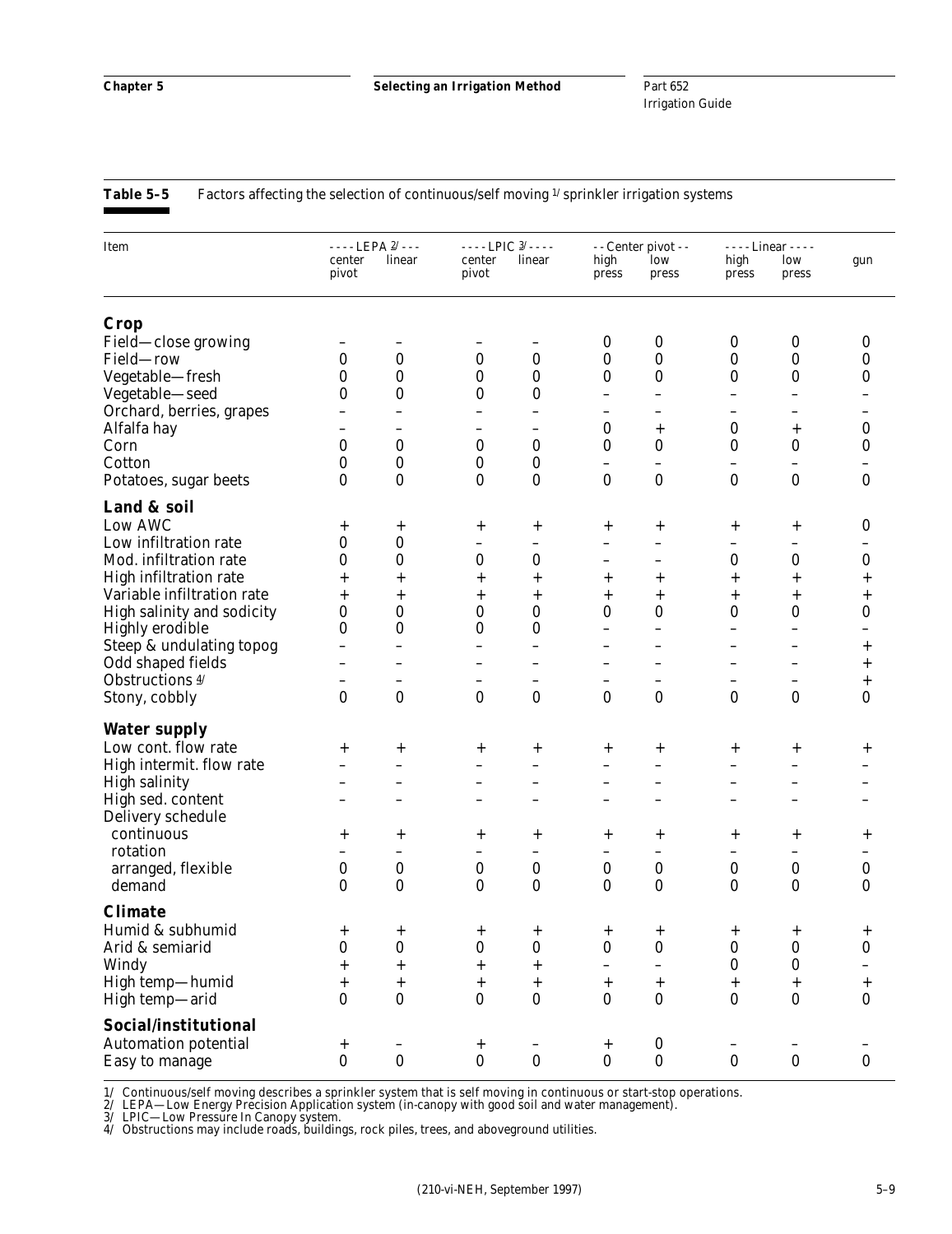**Table 5–5** Factors affecting the selection of continuous/self moving [1] sprinkler irrigation systems

| Item | LEPA [2] center pivot | LEPA [2] linear | LPIC [3] center pivot | LPIC [3] linear | Center pivot high press | Center pivot low press | Linear high press | Linear low press | gun |
|---|---|---|---|---|---|---|---|---|---|
| **Crop** | | | | | | | | | |
| Field—close growing | – | – | – | – | 0 | 0 | 0 | 0 | 0 |
| Field—row | 0 | 0 | 0 | 0 | 0 | 0 | 0 | 0 | 0 |
| Vegetable—fresh | 0 | 0 | 0 | 0 | 0 | 0 | 0 | 0 | 0 |
| Vegetable—seed | 0 | 0 | 0 | 0 | – | – | – | – | – |
| Orchard, berries, grapes | – | – | – | – | – | – | – | – | – |
| Alfalfa hay | – | – | – | – | 0 | + | 0 | + | 0 |
| Corn | 0 | 0 | 0 | 0 | 0 | 0 | 0 | 0 | 0 |
| Cotton | 0 | 0 | 0 | 0 | – | – | – | – | – |
| Potatoes, sugar beets | 0 | 0 | 0 | 0 | 0 | 0 | 0 | 0 | 0 |
| **Land & soil** | | | | | | | | | |
| Low AWC | + | + | + | + | + | + | + | + | 0 |
| Low infiltration rate | 0 | 0 | – | – | – | – | – | – | – |
| Mod. infiltration rate | 0 | 0 | 0 | 0 | – | – | 0 | 0 | 0 |
| High infiltration rate | + | + | + | + | + | + | + | + | + |
| Variable infiltration rate | + | + | + | + | + | + | + | + | + |
| High salinity and sodicity | 0 | 0 | 0 | 0 | 0 | 0 | 0 | 0 | 0 |
| Highly erodible | 0 | 0 | 0 | 0 | – | – | – | – | – |
| Steep & undulating topog | – | – | – | – | – | – | – | – | + |
| Odd shaped fields | – | – | – | – | – | – | – | – | + |
| Obstructions [4] | – | – | – | – | – | – | – | – | + |
| Stony, cobbly | 0 | 0 | 0 | 0 | 0 | 0 | 0 | 0 | 0 |
| **Water supply** | | | | | | | | | |
| Low cont. flow rate | + | + | + | + | + | + | + | + | + |
| High intermit. flow rate | – | – | – | – | – | – | – | – | – |
| High salinity | – | – | – | – | – | – | – | – | – |
| High sed. content | – | – | – | – | – | – | – | – | – |
| Delivery schedule | | | | | | | | | |
| continuous | + | + | + | + | + | + | + | + | + |
| rotation | – | – | – | – | – | – | – | – | – |
| arranged, flexible | 0 | 0 | 0 | 0 | 0 | 0 | 0 | 0 | 0 |
| demand | 0 | 0 | 0 | 0 | 0 | 0 | 0 | 0 | 0 |
| **Climate** | | | | | | | | | |
| Humid & subhumid | + | + | + | + | + | + | + | + | + |
| Arid & semiarid | 0 | 0 | 0 | 0 | 0 | 0 | 0 | 0 | 0 |
| Windy | + | + | + | + | – | – | 0 | 0 | – |
| High temp—humid | + | + | + | + | + | + | + | + | + |
| High temp—arid | 0 | 0 | 0 | 0 | 0 | 0 | 0 | 0 | 0 |
| **Social/institutional** | | | | | | | | | |
| Automation potential | + | – | + | – | + | 0 | – | – | – |
| Easy to manage | 0 | 0 | 0 | 0 | 0 | 0 | 0 | 0 | 0 |

1/ Continuous/self moving describes a sprinkler system that is self moving in continuous or start-stop operations.
2/ LEPA—Low Energy Precision Application system (in-canopy with good soil and water management).
3/ LPIC—Low Pressure In Canopy system.
4/ Obstructions may include roads, buildings, rock piles, trees, and aboveground utilities.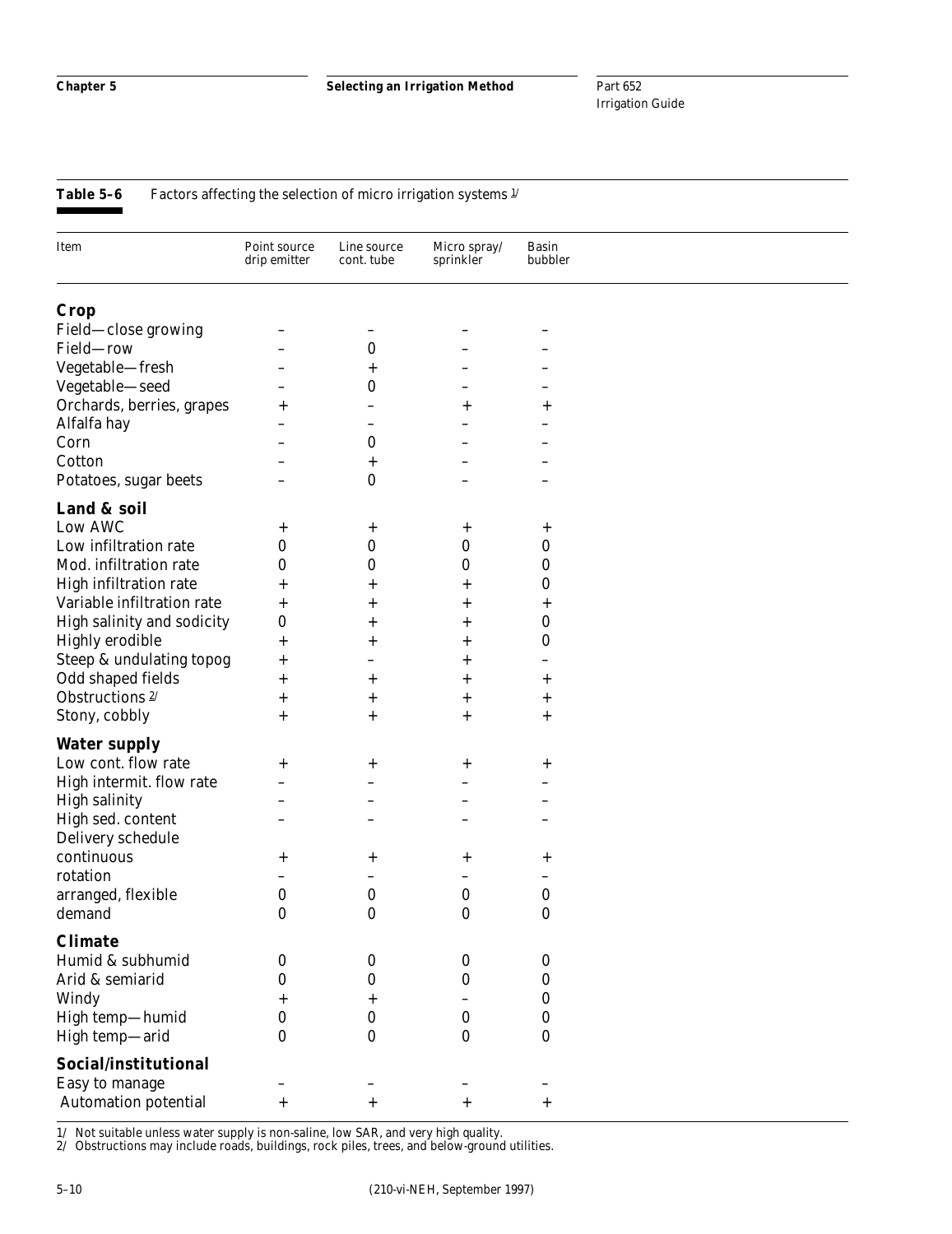**Table 5–6** Factors affecting the selection of micro irrigation systems [1]

| Item | Point source drip emitter | Line source cont. tube | Micro spray/ sprinkler | Basin bubbler |
|---|---|---|---|---|
| **Crop** | | | | |
| Field—close growing | – | – | – | – |
| Field—row | – | 0 | – | – |
| Vegetable—fresh | – | + | – | – |
| Vegetable—seed | – | 0 | – | – |
| Orchards, berries, grapes | + | – | + | + |
| Alfalfa hay | – | – | – | – |
| Corn | – | 0 | – | – |
| Cotton | – | + | – | – |
| Potatoes, sugar beets | – | 0 | – | – |
| **Land & soil** | | | | |
| Low AWC | + | + | + | + |
| Low infiltration rate | 0 | 0 | 0 | 0 |
| Mod. infiltration rate | 0 | 0 | 0 | 0 |
| High infiltration rate | + | + | + | 0 |
| Variable infiltration rate | + | + | + | + |
| High salinity and sodicity | 0 | + | + | 0 |
| Highly erodible | + | + | + | 0 |
| Steep & undulating topog | + | – | + | – |
| Odd shaped fields | + | + | + | + |
| Obstructions [2] | + | + | + | + |
| Stony, cobbly | + | + | + | + |
| **Water supply** | | | | |
| Low cont. flow rate | + | + | + | + |
| High intermit. flow rate | – | – | – | – |
| High salinity | – | – | – | – |
| High sed. content | – | – | – | – |
| Delivery schedule | | | | |
| continuous | + | + | + | + |
| rotation | – | – | – | – |
| arranged, flexible | 0 | 0 | 0 | 0 |
| demand | 0 | 0 | 0 | 0 |
| **Climate** | | | | |
| Humid & subhumid | 0 | 0 | 0 | 0 |
| Arid & semiarid | 0 | 0 | 0 | 0 |
| Windy | + | + | – | 0 |
| High temp—humid | 0 | 0 | 0 | 0 |
| High temp—arid | 0 | 0 | 0 | 0 |
| **Social/institutional** | | | | |
| Easy to manage | – | – | – | – |
| Automation potential | + | + | + | + |

1/ Not suitable unless water supply is non-saline, low SAR, and very high quality.
2/ Obstructions may include roads, buildings, rock piles, trees, and below-ground utilities.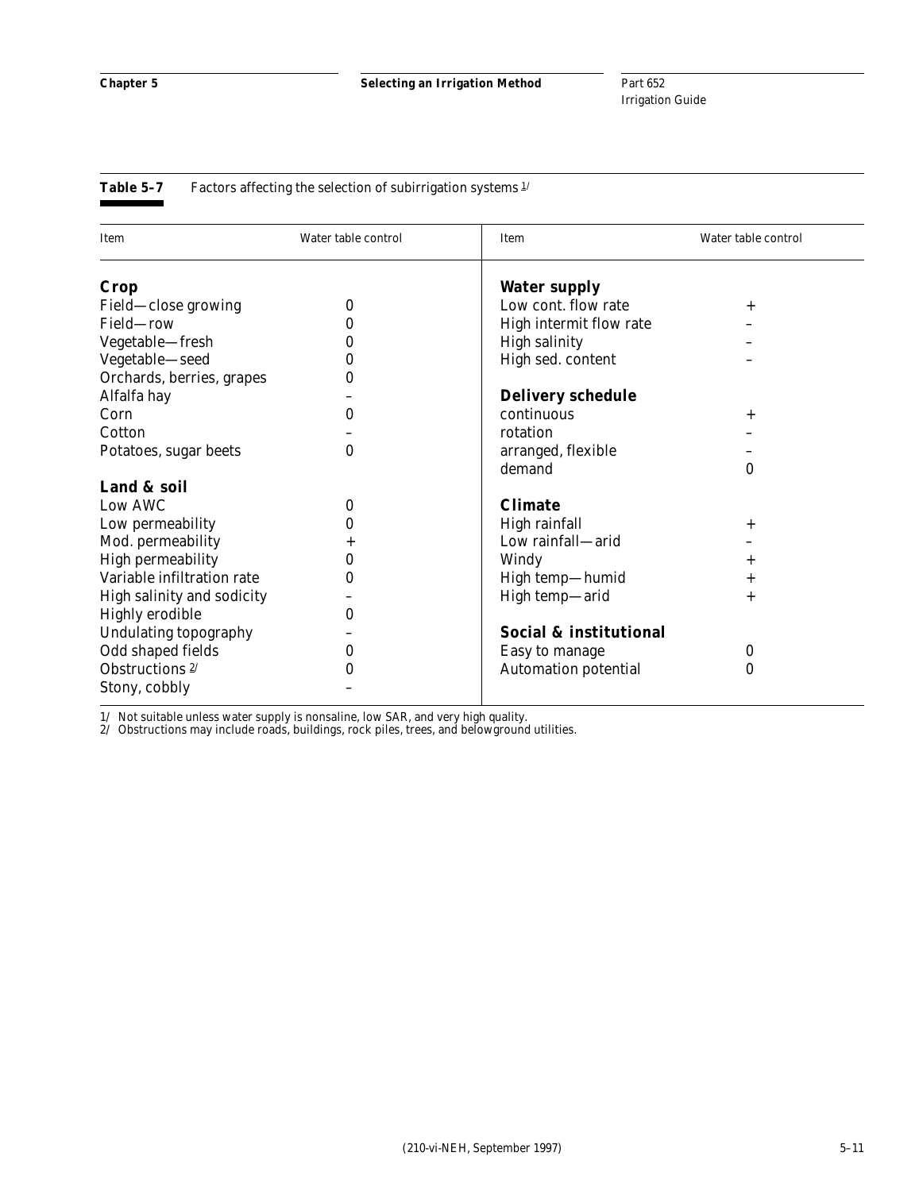**Table 5–7** Factors affecting the selection of subirrigation systems [1/]

| Item | Water table control | Item | Water table control |
|---|---|---|---|
| **Crop** | | **Water supply** | |
| Field—close growing | 0 | Low cont. flow rate | + |
| Field—row | 0 | High intermit flow rate | – |
| Vegetable—fresh | 0 | High salinity | – |
| Vegetable—seed | 0 | High sed. content | – |
| Orchards, berries, grapes | 0 | | |
| Alfalfa hay | – | **Delivery schedule** | |
| Corn | 0 | continuous | + |
| Cotton | – | rotation | – |
| Potatoes, sugar beets | 0 | arranged, flexible | – |
| | | demand | 0 |
| **Land & soil** | | | |
| Low AWC | 0 | **Climate** | |
| Low permeability | 0 | High rainfall | + |
| Mod. permeability | + | Low rainfall—arid | – |
| High permeability | 0 | Windy | + |
| Variable infiltration rate | 0 | High temp—humid | + |
| High salinity and sodicity | – | High temp—arid | + |
| Highly erodible | 0 | | |
| Undulating topography | – | **Social & institutional** | |
| Odd shaped fields | 0 | Easy to manage | 0 |
| Obstructions [2/] | 0 | Automation potential | 0 |
| Stony, cobbly | – | | |

1/ Not suitable unless water supply is nonsaline, low SAR, and very high quality.
2/ Obstructions may include roads, buildings, rock piles, trees, and belowground utilities.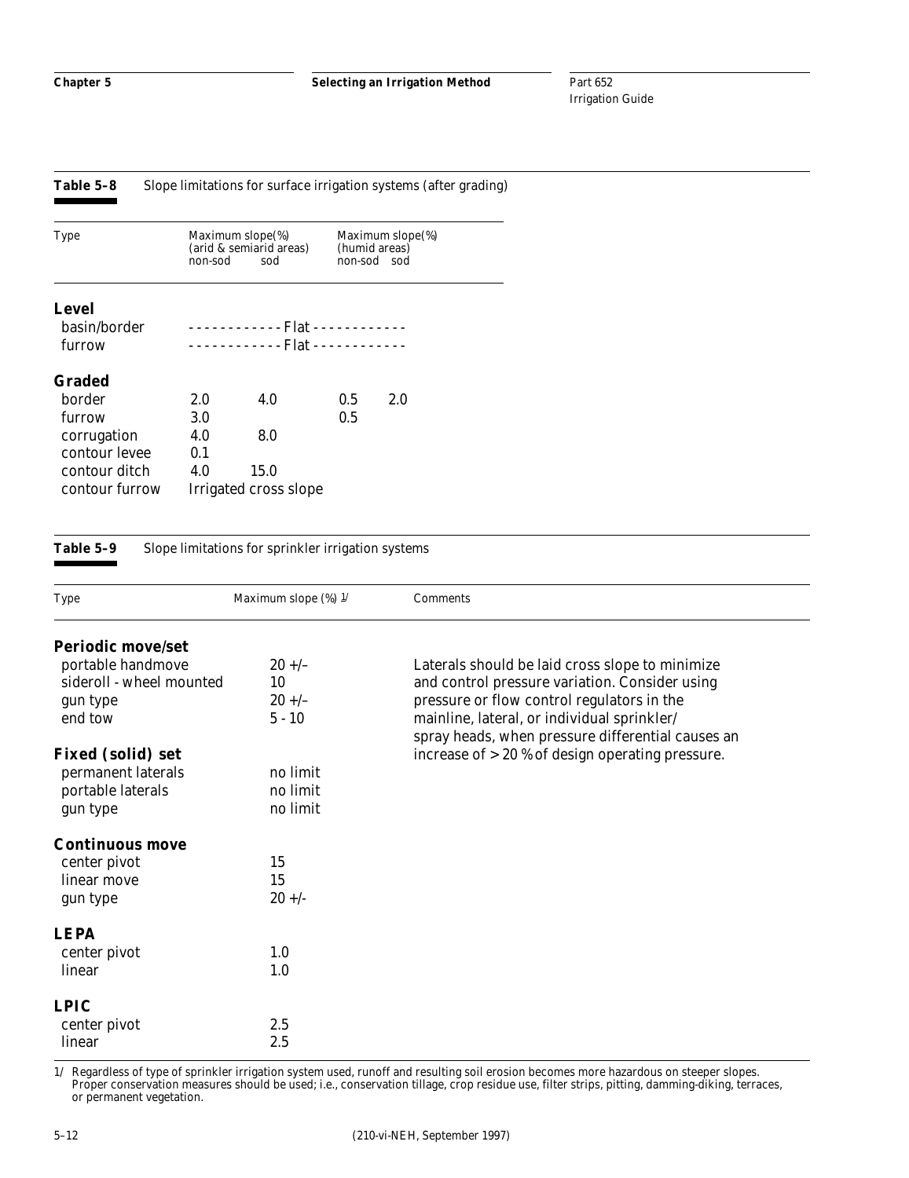**Table 5–8** Slope limitations for surface irrigation systems (after grading)

| Type | Maximum slope(%) (arid & semiarid areas) | | Maximum slope(%) (humid areas) | |
|---|---|---|---|---|
| | non-sod | sod | non-sod | sod |
| **Level** | | | | |
| basin/border | Flat | | | |
| furrow | Flat | | | |
| **Graded** | | | | |
| border | 2.0 | 4.0 | 0.5 | 2.0 |
| furrow | 3.0 | | 0.5 | |
| corrugation | 4.0 | 8.0 | | |
| contour levee | 0.1 | | | |
| contour ditch | 4.0 | 15.0 | | |
| contour furrow | Irrigated cross slope | | | |

**Table 5–9** Slope limitations for sprinkler irrigation systems

| Type | Maximum slope (%) [1/] | Comments |
|---|---|---|
| **Periodic move/set** | | Laterals should be laid cross slope to minimize and control pressure variation. Consider using pressure or flow control regulators in the mainline, lateral, or individual sprinkler/ spray heads, when pressure differential causes an increase of > 20 % of design operating pressure. |
| portable handmove | 20 +/– | |
| sideroll - wheel mounted | 10 | |
| gun type | 20 +/– | |
| end tow | 5 - 10 | |
| **Fixed (solid) set** | | |
| permanent laterals | no limit | |
| portable laterals | no limit | |
| gun type | no limit | |
| **Continuous move** | | |
| center pivot | 15 | |
| linear move | 15 | |
| gun type | 20 +/- | |
| **LEPA** | | |
| center pivot | 1.0 | |
| linear | 1.0 | |
| **LPIC** | | |
| center pivot | 2.5 | |
| linear | 2.5 | |

1/ Regardless of type of sprinkler irrigation system used, runoff and resulting soil erosion becomes more hazardous on steeper slopes. Proper conservation measures should be used; i.e., conservation tillage, crop residue use, filter strips, pitting, damming-diking, terraces, or permanent vegetation.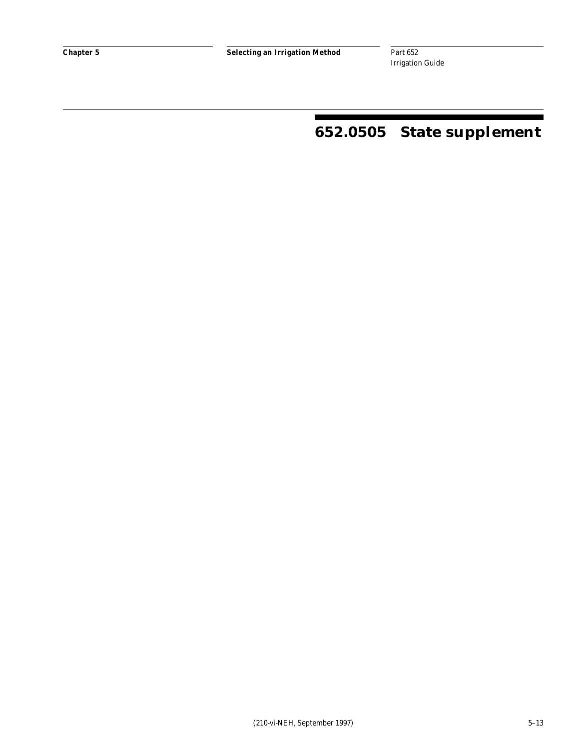# 652.0505 State supplement